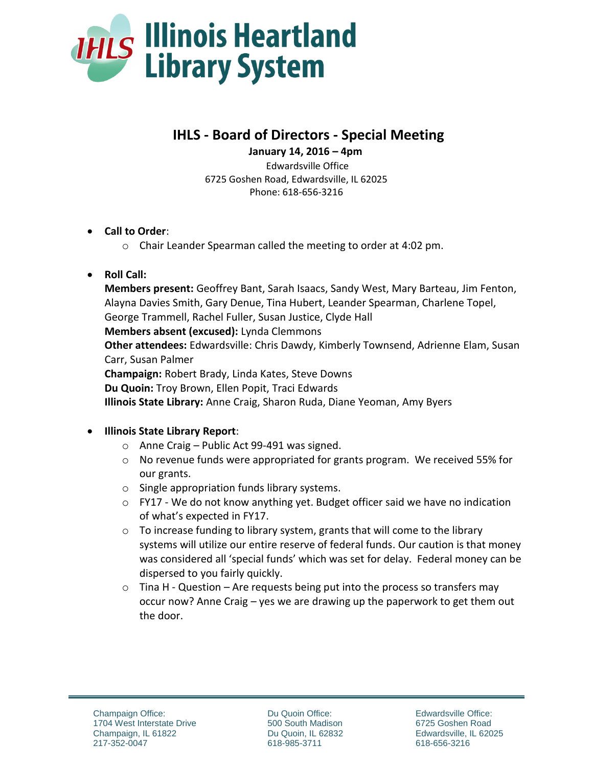# Illinois Heartland Library System

## IHLS - Board of Directors - Special Meeting

**January 14, 2016 – 4pm**

Edwardsville Office
6725 Goshen Road, Edwardsville, IL 62025
Phone: 618-656-3216

- **Call to Order**:
  - Chair Leander Spearman called the meeting to order at 4:02 pm.

- **Roll Call:**
  **Members present:** Geoffrey Bant, Sarah Isaacs, Sandy West, Mary Barteau, Jim Fenton, Alayna Davies Smith, Gary Denue, Tina Hubert, Leander Spearman, Charlene Topel, George Trammell, Rachel Fuller, Susan Justice, Clyde Hall
  **Members absent (excused):** Lynda Clemmons
  **Other attendees:** Edwardsville: Chris Dawdy, Kimberly Townsend, Adrienne Elam, Susan Carr, Susan Palmer
  **Champaign:** Robert Brady, Linda Kates, Steve Downs
  **Du Quoin:** Troy Brown, Ellen Popit, Traci Edwards
  **Illinois State Library:** Anne Craig, Sharon Ruda, Diane Yeoman, Amy Byers

- **Illinois State Library Report**:
  - Anne Craig – Public Act 99-491 was signed.
  - No revenue funds were appropriated for grants program. We received 55% for our grants.
  - Single appropriation funds library systems.
  - FY17 - We do not know anything yet. Budget officer said we have no indication of what's expected in FY17.
  - To increase funding to library system, grants that will come to the library systems will utilize our entire reserve of federal funds. Our caution is that money was considered all 'special funds' which was set for delay. Federal money can be dispersed to you fairly quickly.
  - Tina H - Question – Are requests being put into the process so transfers may occur now? Anne Craig – yes we are drawing up the paperwork to get them out the door.

Champaign Office:
1704 West Interstate Drive
Champaign, IL 61822
217-352-0047

Du Quoin Office:
500 South Madison
Du Quoin, IL 62832
618-985-3711

Edwardsville Office:
6725 Goshen Road
Edwardsville, IL 62025
618-656-3216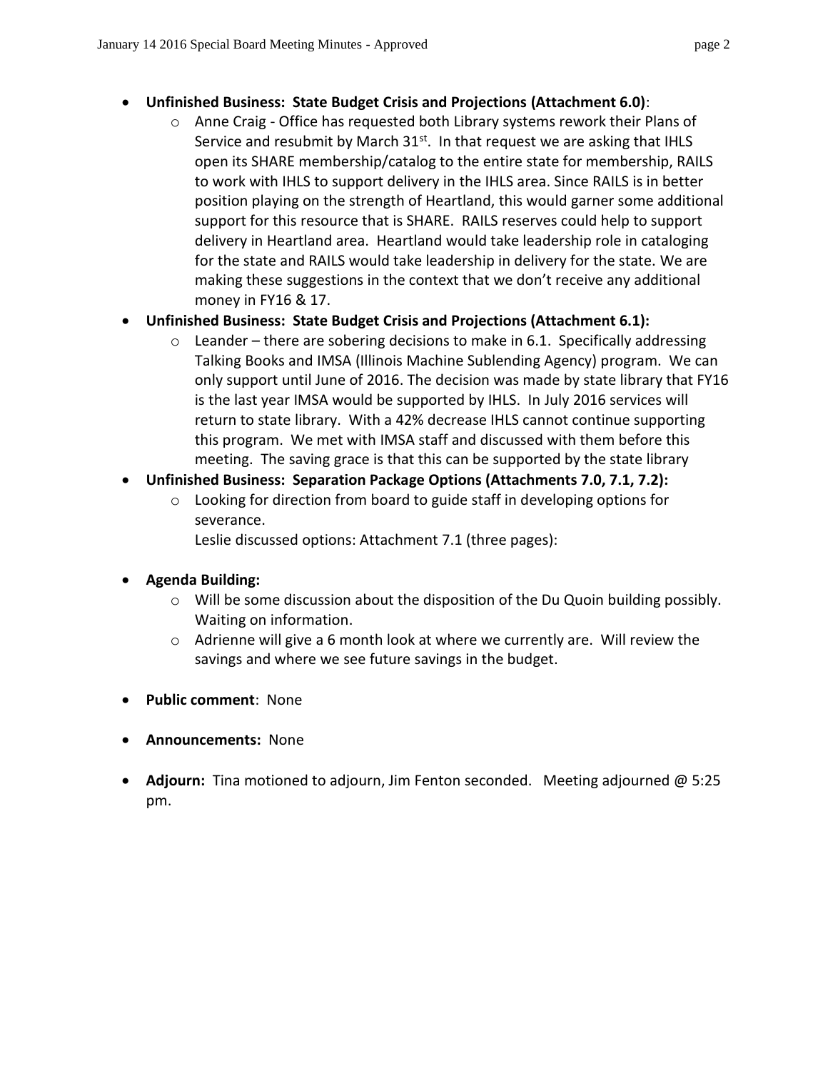- **Unfinished Business: State Budget Crisis and Projections (Attachment 6.0)**:
  - Anne Craig - Office has requested both Library systems rework their Plans of Service and resubmit by March 31st. In that request we are asking that IHLS open its SHARE membership/catalog to the entire state for membership, RAILS to work with IHLS to support delivery in the IHLS area. Since RAILS is in better position playing on the strength of Heartland, this would garner some additional support for this resource that is SHARE. RAILS reserves could help to support delivery in Heartland area. Heartland would take leadership role in cataloging for the state and RAILS would take leadership in delivery for the state. We are making these suggestions in the context that we don't receive any additional money in FY16 & 17.
- **Unfinished Business: State Budget Crisis and Projections (Attachment 6.1):**
  - Leander – there are sobering decisions to make in 6.1. Specifically addressing Talking Books and IMSA (Illinois Machine Sublending Agency) program. We can only support until June of 2016. The decision was made by state library that FY16 is the last year IMSA would be supported by IHLS. In July 2016 services will return to state library. With a 42% decrease IHLS cannot continue supporting this program. We met with IMSA staff and discussed with them before this meeting. The saving grace is that this can be supported by the state library
- **Unfinished Business: Separation Package Options (Attachments 7.0, 7.1, 7.2):**
  - Looking for direction from board to guide staff in developing options for severance.
    Leslie discussed options: Attachment 7.1 (three pages):

- **Agenda Building:**
  - Will be some discussion about the disposition of the Du Quoin building possibly. Waiting on information.
  - Adrienne will give a 6 month look at where we currently are. Will review the savings and where we see future savings in the budget.

- **Public comment**: None

- **Announcements:** None

- **Adjourn:** Tina motioned to adjourn, Jim Fenton seconded. Meeting adjourned @ 5:25 pm.